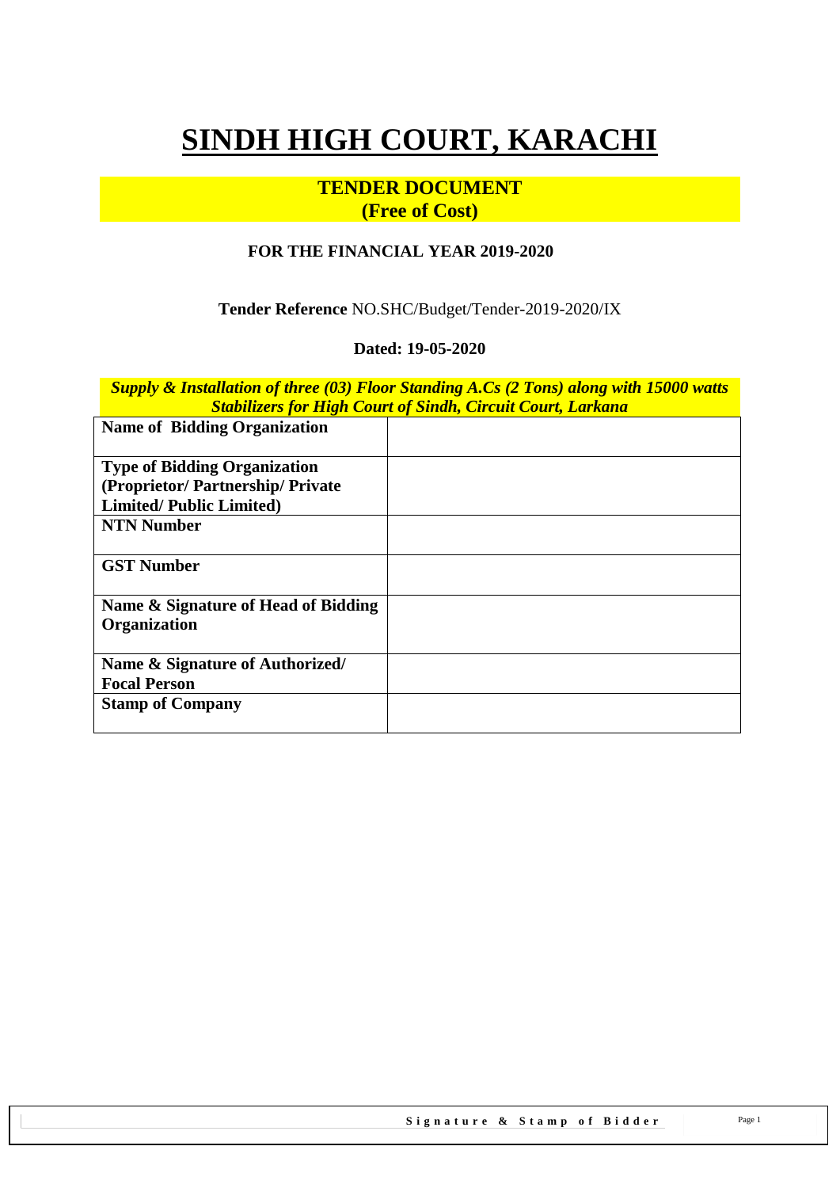# SINDH HIGH COURT, KARACHI

**TENDER DOCUMENT**
**(Free of Cost)**

**FOR THE FINANCIAL YEAR 2019-2020**

**Tender Reference** NO.SHC/Budget/Tender-2019-2020/IX

**Dated: 19-05-2020**

***Supply & Installation of three (03) Floor Standing A.Cs (2 Tons) along with 15000 watts Stabilizers for High Court of Sindh, Circuit Court, Larkana***

| | |
|---|---|
| **Name of Bidding Organization** | |
| **Type of Bidding Organization (Proprietor/ Partnership/ Private Limited/ Public Limited)** | |
| **NTN Number** | |
| **GST Number** | |
| **Name & Signature of Head of Bidding Organization** | |
| **Name & Signature of Authorized/ Focal Person** | |
| **Stamp of Company** | |

**Signature & Stamp of Bidder**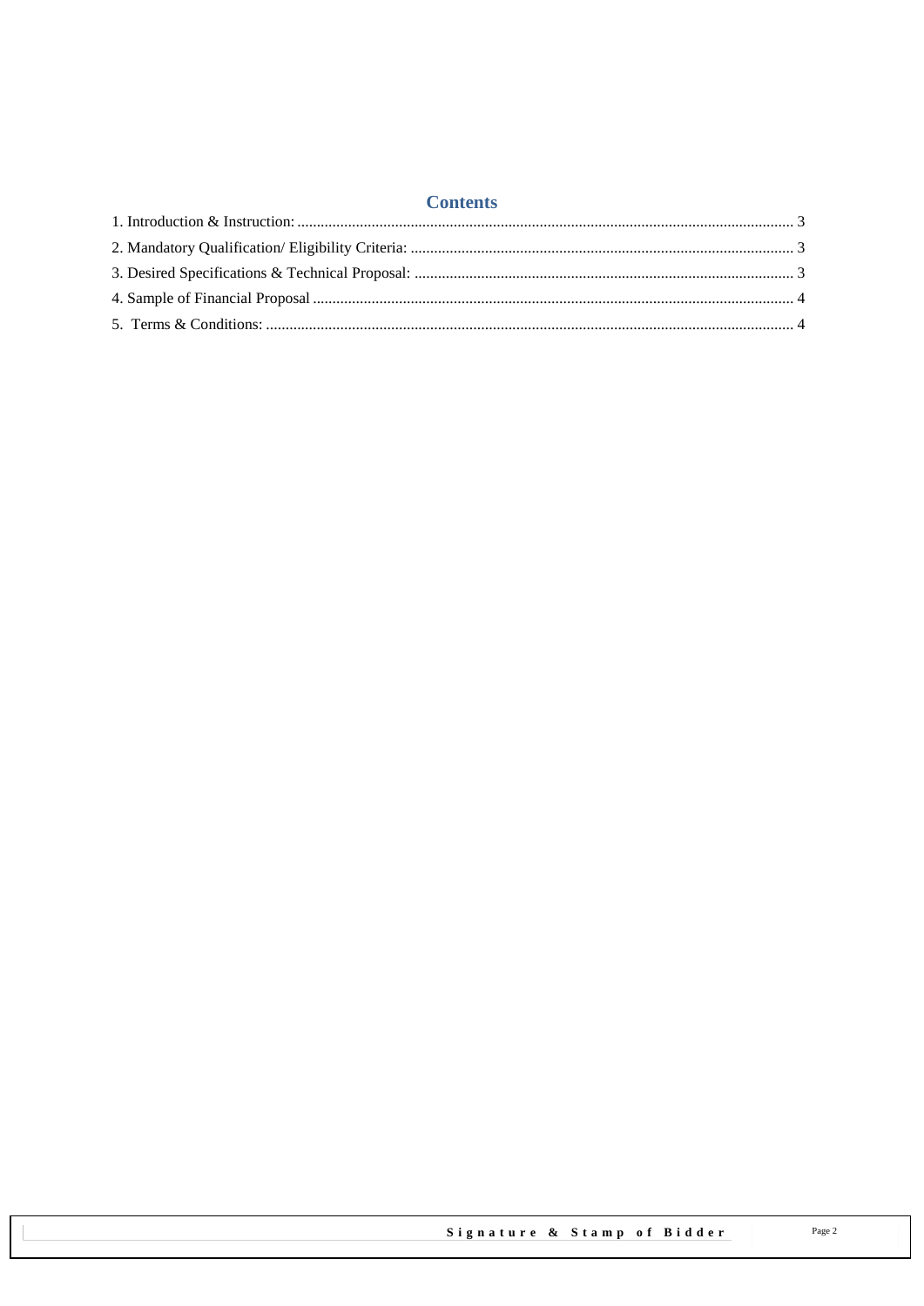## Contents

1. Introduction & Instruction: ........................................................................................................................ 3
2. Mandatory Qualification/ Eligibility Criteria: ............................................................................................ 3
3. Desired Specifications & Technical Proposal: ........................................................................................... 3
4. Sample of Financial Proposal ..................................................................................................................... 4
5. Terms & Conditions: ................................................................................................................................. 4

**Signature & Stamp of Bidder**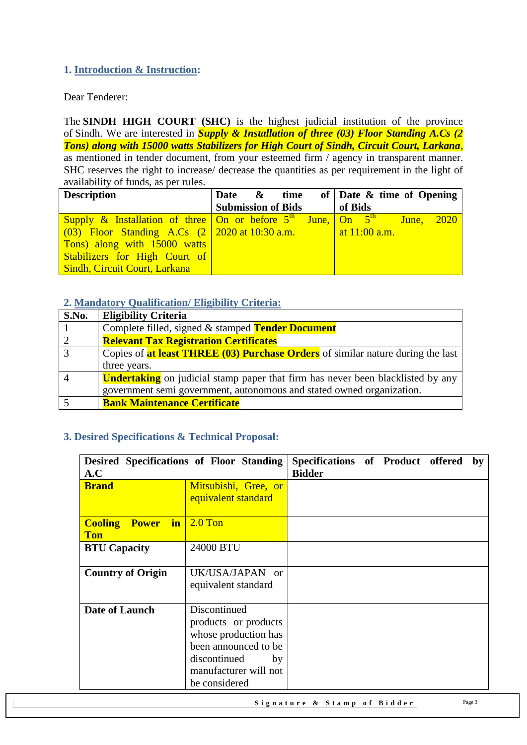## 1. Introduction & Instruction:

Dear Tenderer:

The **SINDH HIGH COURT (SHC)** is the highest judicial institution of the province of Sindh. We are interested in ***Supply & Installation of three (03) Floor Standing A.Cs (2 Tons) along with 15000 watts Stabilizers for High Court of Sindh, Circuit Court, Larkana***, as mentioned in tender document, from your esteemed firm / agency in transparent manner. SHC reserves the right to increase/ decrease the quantities as per requirement in the light of availability of funds, as per rules.

| Description | Date & time of Submission of Bids | Date & time of Opening of Bids |
|---|---|---|
| Supply & Installation of three (03) Floor Standing A.Cs (2 Tons) along with 15000 watts Stabilizers for High Court of Sindh, Circuit Court, Larkana | On or before 5th June, 2020 at 10:30 a.m. | On 5th June, 2020 at 11:00 a.m. |

## 2. Mandatory Qualification/ Eligibility Criteria:

| S.No. | Eligibility Criteria |
|---|---|
| 1 | Complete filled, signed & stamped **Tender Document** |
| 2 | **Relevant Tax Registration Certificates** |
| 3 | Copies of **at least THREE (03) Purchase Orders** of similar nature during the last three years. |
| 4 | **Undertaking** on judicial stamp paper that firm has never been blacklisted by any government semi government, autonomous and stated owned organization. |
| 5 | **Bank Maintenance Certificate** |

## 3. Desired Specifications & Technical Proposal:

| Desired Specifications of Floor Standing A.C | | Specifications of Product offered by Bidder |
|---|---|---|
| **Brand** | Mitsubishi, Gree, or equivalent standard | |
| **Cooling Power in Ton** | 2.0 Ton | |
| **BTU Capacity** | 24000 BTU | |
| **Country of Origin** | UK/USA/JAPAN or equivalent standard | |
| **Date of Launch** | Discontinued products or products whose production has been announced to be discontinued by manufacturer will not be considered | |

**Signature & Stamp of Bidder**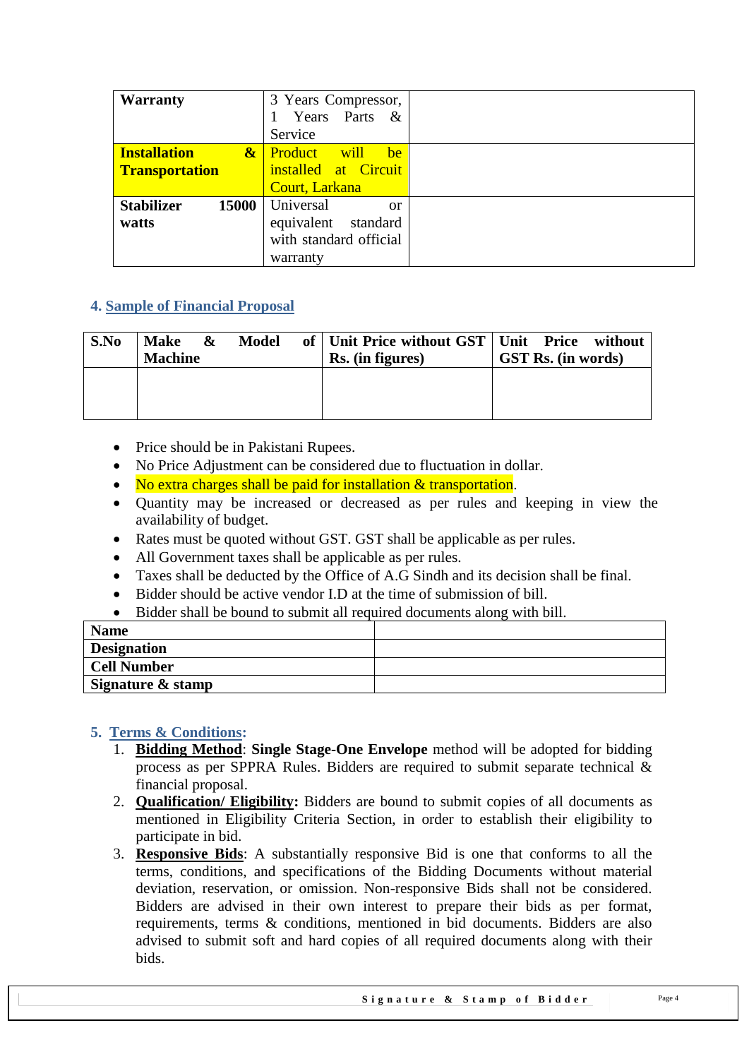| | | |
|---|---|---|
| **Warranty** | 3 Years Compressor, 1 Years Parts & Service | |
| **Installation & Transportation** | Product will be installed at Circuit Court, Larkana | |
| **Stabilizer 15000 watts** | Universal or equivalent standard with standard official warranty | |

### 4. Sample of Financial Proposal

| S.No | Make & Model of Machine | Unit Price without GST Rs. (in figures) | Unit Price without GST Rs. (in words) |
|---|---|---|---|
| | | | |

- Price should be in Pakistani Rupees.
- No Price Adjustment can be considered due to fluctuation in dollar.
- No extra charges shall be paid for installation & transportation.
- Quantity may be increased or decreased as per rules and keeping in view the availability of budget.
- Rates must be quoted without GST. GST shall be applicable as per rules.
- All Government taxes shall be applicable as per rules.
- Taxes shall be deducted by the Office of A.G Sindh and its decision shall be final.
- Bidder should be active vendor I.D at the time of submission of bill.
- Bidder shall be bound to submit all required documents along with bill.

| | |
|---|---|
| **Name** | |
| **Designation** | |
| **Cell Number** | |
| **Signature & stamp** | |

### 5. Terms & Conditions:

1. **Bidding Method**: **Single Stage-One Envelope** method will be adopted for bidding process as per SPPRA Rules. Bidders are required to submit separate technical & financial proposal.
2. **Qualification/ Eligibility:** Bidders are bound to submit copies of all documents as mentioned in Eligibility Criteria Section, in order to establish their eligibility to participate in bid.
3. **Responsive Bids**: A substantially responsive Bid is one that conforms to all the terms, conditions, and specifications of the Bidding Documents without material deviation, reservation, or omission. Non-responsive Bids shall not be considered. Bidders are advised in their own interest to prepare their bids as per format, requirements, terms & conditions, mentioned in bid documents. Bidders are also advised to submit soft and hard copies of all required documents along with their bids.

Signature & Stamp of Bidder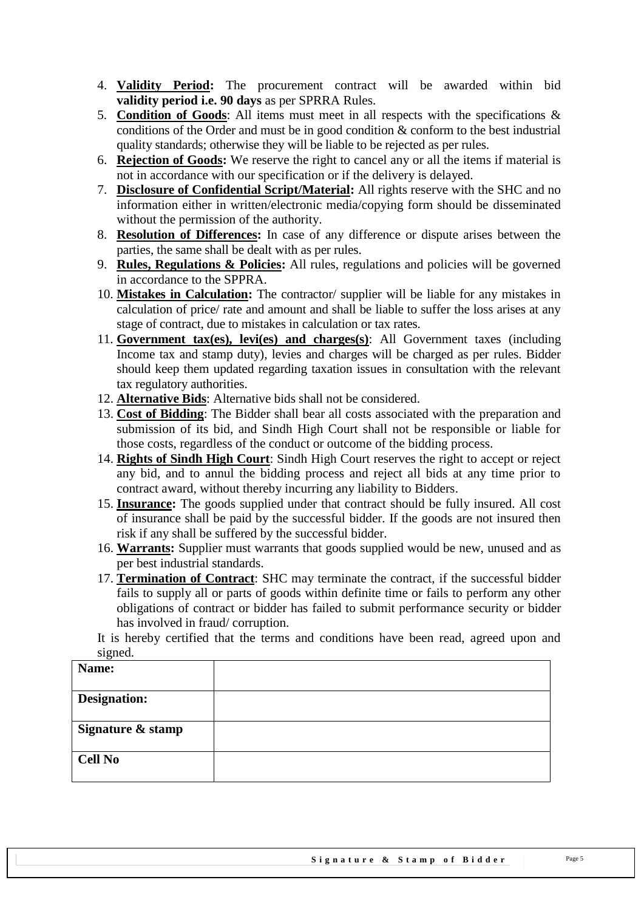4. **Validity Period:** The procurement contract will be awarded within bid **validity period i.e. 90 days** as per SPRRA Rules.
5. **Condition of Goods**: All items must meet in all respects with the specifications & conditions of the Order and must be in good condition & conform to the best industrial quality standards; otherwise they will be liable to be rejected as per rules.
6. **Rejection of Goods:** We reserve the right to cancel any or all the items if material is not in accordance with our specification or if the delivery is delayed.
7. **Disclosure of Confidential Script/Material:** All rights reserve with the SHC and no information either in written/electronic media/copying form should be disseminated without the permission of the authority.
8. **Resolution of Differences:** In case of any difference or dispute arises between the parties, the same shall be dealt with as per rules.
9. **Rules, Regulations & Policies:** All rules, regulations and policies will be governed in accordance to the SPPRA.
10. **Mistakes in Calculation:** The contractor/ supplier will be liable for any mistakes in calculation of price/ rate and amount and shall be liable to suffer the loss arises at any stage of contract, due to mistakes in calculation or tax rates.
11. **Government tax(es), levi(es) and charges(s)**: All Government taxes (including Income tax and stamp duty), levies and charges will be charged as per rules. Bidder should keep them updated regarding taxation issues in consultation with the relevant tax regulatory authorities.
12. **Alternative Bids**: Alternative bids shall not be considered.
13. **Cost of Bidding**: The Bidder shall bear all costs associated with the preparation and submission of its bid, and Sindh High Court shall not be responsible or liable for those costs, regardless of the conduct or outcome of the bidding process.
14. **Rights of Sindh High Court**: Sindh High Court reserves the right to accept or reject any bid, and to annul the bidding process and reject all bids at any time prior to contract award, without thereby incurring any liability to Bidders.
15. **Insurance:** The goods supplied under that contract should be fully insured. All cost of insurance shall be paid by the successful bidder. If the goods are not insured then risk if any shall be suffered by the successful bidder.
16. **Warrants:** Supplier must warrants that goods supplied would be new, unused and as per best industrial standards.
17. **Termination of Contract**: SHC may terminate the contract, if the successful bidder fails to supply all or parts of goods within definite time or fails to perform any other obligations of contract or bidder has failed to submit performance security or bidder has involved in fraud/ corruption.

It is hereby certified that the terms and conditions have been read, agreed upon and signed.

| | |
|---|---|
| **Name:** | |
| **Designation:** | |
| **Signature & stamp** | |
| **Cell No** | |